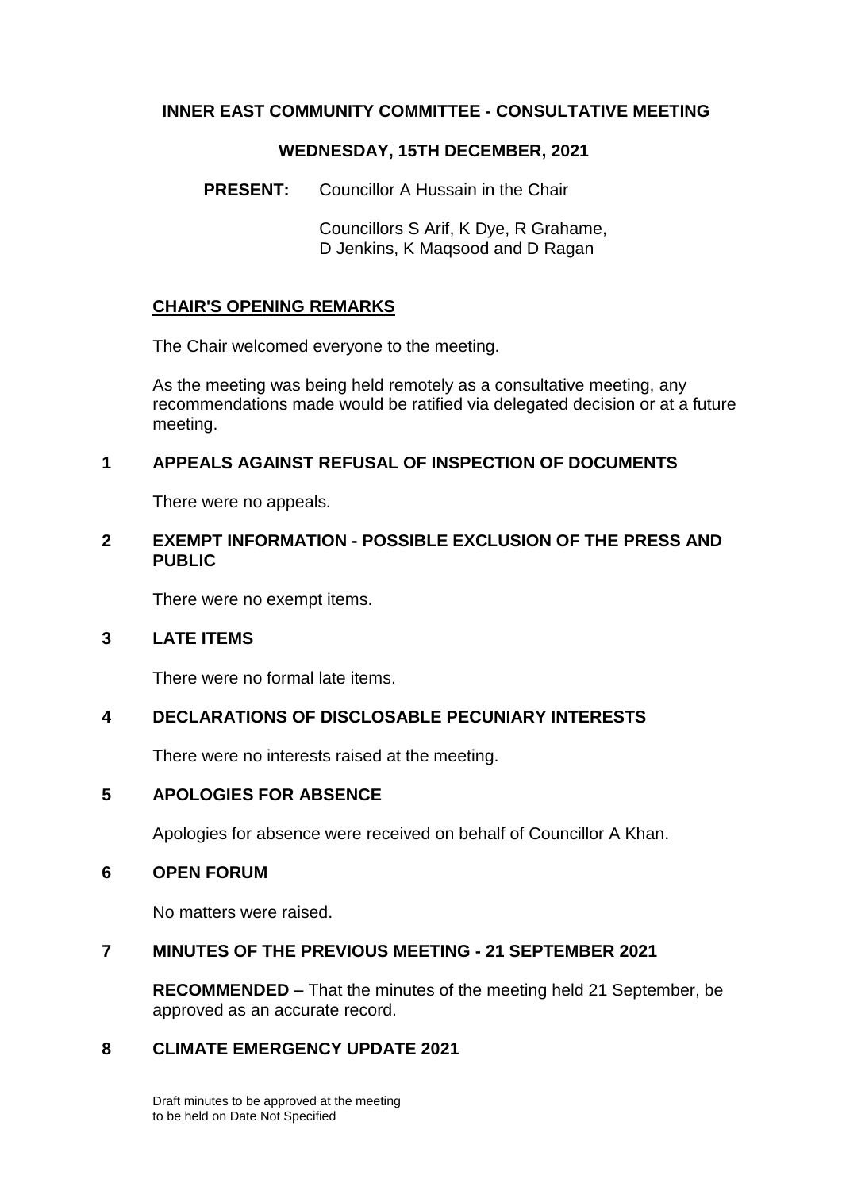# INNER EAST COMMUNITY COMMITTEE - CONSULTATIVE MEETING

## WEDNESDAY, 15TH DECEMBER, 2021

**PRESENT:** Councillor A Hussain in the Chair

Councillors S Arif, K Dye, R Grahame, D Jenkins, K Maqsood and D Ragan

## CHAIR'S OPENING REMARKS

The Chair welcomed everyone to the meeting.

As the meeting was being held remotely as a consultative meeting, any recommendations made would be ratified via delegated decision or at a future meeting.

## 1 APPEALS AGAINST REFUSAL OF INSPECTION OF DOCUMENTS

There were no appeals.

## 2 EXEMPT INFORMATION - POSSIBLE EXCLUSION OF THE PRESS AND PUBLIC

There were no exempt items.

## 3 LATE ITEMS

There were no formal late items.

## 4 DECLARATIONS OF DISCLOSABLE PECUNIARY INTERESTS

There were no interests raised at the meeting.

## 5 APOLOGIES FOR ABSENCE

Apologies for absence were received on behalf of Councillor A Khan.

## 6 OPEN FORUM

No matters were raised.

## 7 MINUTES OF THE PREVIOUS MEETING - 21 SEPTEMBER 2021

**RECOMMENDED –** That the minutes of the meeting held 21 September, be approved as an accurate record.

## 8 CLIMATE EMERGENCY UPDATE 2021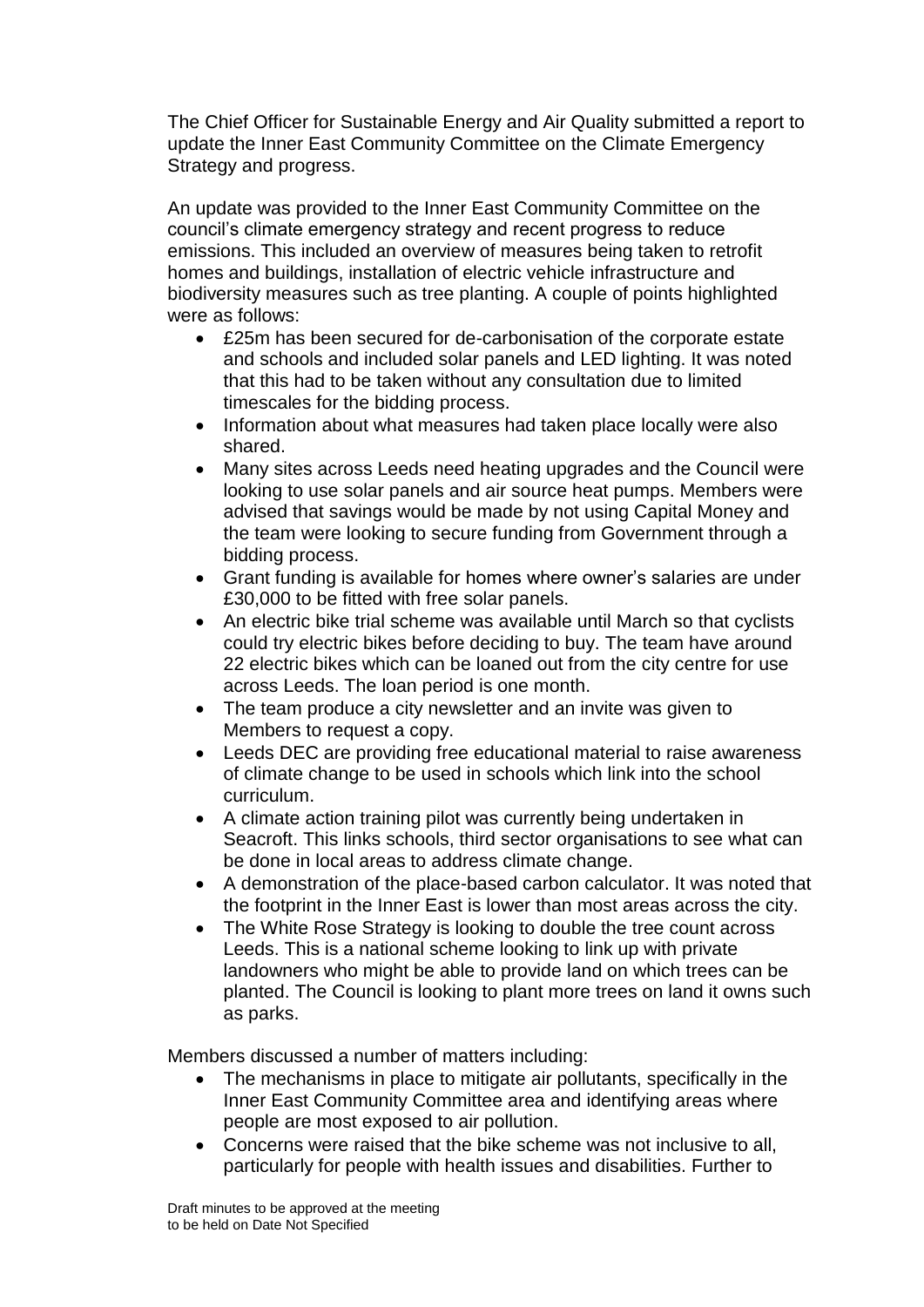The Chief Officer for Sustainable Energy and Air Quality submitted a report to update the Inner East Community Committee on the Climate Emergency Strategy and progress.

An update was provided to the Inner East Community Committee on the council's climate emergency strategy and recent progress to reduce emissions. This included an overview of measures being taken to retrofit homes and buildings, installation of electric vehicle infrastructure and biodiversity measures such as tree planting. A couple of points highlighted were as follows:

- £25m has been secured for de-carbonisation of the corporate estate and schools and included solar panels and LED lighting. It was noted that this had to be taken without any consultation due to limited timescales for the bidding process.
- Information about what measures had taken place locally were also shared.
- Many sites across Leeds need heating upgrades and the Council were looking to use solar panels and air source heat pumps. Members were advised that savings would be made by not using Capital Money and the team were looking to secure funding from Government through a bidding process.
- Grant funding is available for homes where owner's salaries are under £30,000 to be fitted with free solar panels.
- An electric bike trial scheme was available until March so that cyclists could try electric bikes before deciding to buy. The team have around 22 electric bikes which can be loaned out from the city centre for use across Leeds. The loan period is one month.
- The team produce a city newsletter and an invite was given to Members to request a copy.
- Leeds DEC are providing free educational material to raise awareness of climate change to be used in schools which link into the school curriculum.
- A climate action training pilot was currently being undertaken in Seacroft. This links schools, third sector organisations to see what can be done in local areas to address climate change.
- A demonstration of the place-based carbon calculator. It was noted that the footprint in the Inner East is lower than most areas across the city.
- The White Rose Strategy is looking to double the tree count across Leeds. This is a national scheme looking to link up with private landowners who might be able to provide land on which trees can be planted. The Council is looking to plant more trees on land it owns such as parks.

Members discussed a number of matters including:

- The mechanisms in place to mitigate air pollutants, specifically in the Inner East Community Committee area and identifying areas where people are most exposed to air pollution.
- Concerns were raised that the bike scheme was not inclusive to all, particularly for people with health issues and disabilities. Further to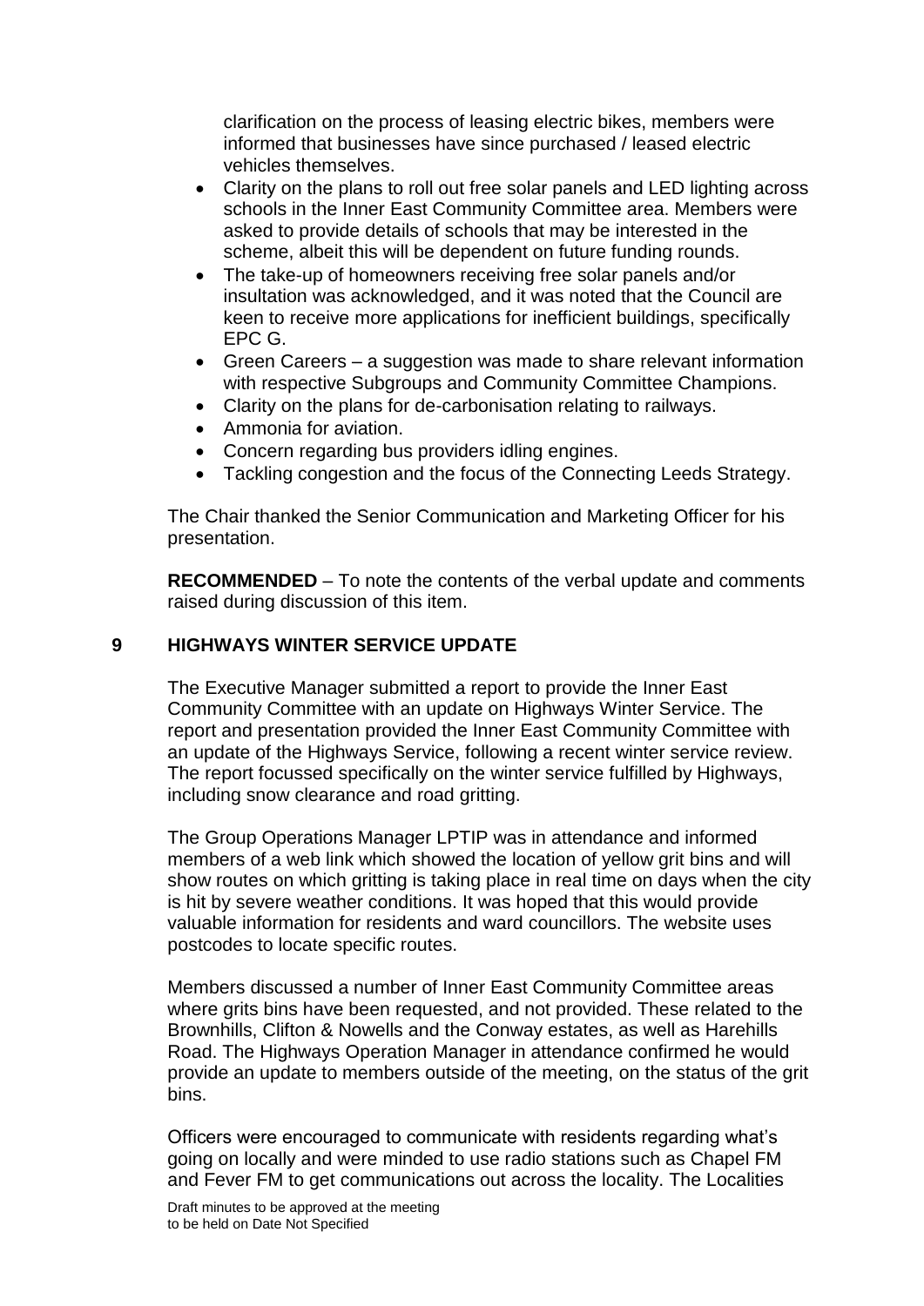clarification on the process of leasing electric bikes, members were informed that businesses have since purchased / leased electric vehicles themselves.

- Clarity on the plans to roll out free solar panels and LED lighting across schools in the Inner East Community Committee area. Members were asked to provide details of schools that may be interested in the scheme, albeit this will be dependent on future funding rounds.
- The take-up of homeowners receiving free solar panels and/or insultation was acknowledged, and it was noted that the Council are keen to receive more applications for inefficient buildings, specifically EPC G.
- Green Careers – a suggestion was made to share relevant information with respective Subgroups and Community Committee Champions.
- Clarity on the plans for de-carbonisation relating to railways.
- Ammonia for aviation.
- Concern regarding bus providers idling engines.
- Tackling congestion and the focus of the Connecting Leeds Strategy.

The Chair thanked the Senior Communication and Marketing Officer for his presentation.

**RECOMMENDED** – To note the contents of the verbal update and comments raised during discussion of this item.

## 9 HIGHWAYS WINTER SERVICE UPDATE

The Executive Manager submitted a report to provide the Inner East Community Committee with an update on Highways Winter Service. The report and presentation provided the Inner East Community Committee with an update of the Highways Service, following a recent winter service review. The report focussed specifically on the winter service fulfilled by Highways, including snow clearance and road gritting.

The Group Operations Manager LPTIP was in attendance and informed members of a web link which showed the location of yellow grit bins and will show routes on which gritting is taking place in real time on days when the city is hit by severe weather conditions. It was hoped that this would provide valuable information for residents and ward councillors. The website uses postcodes to locate specific routes.

Members discussed a number of Inner East Community Committee areas where grits bins have been requested, and not provided. These related to the Brownhills, Clifton & Nowells and the Conway estates, as well as Harehills Road. The Highways Operation Manager in attendance confirmed he would provide an update to members outside of the meeting, on the status of the grit bins.

Officers were encouraged to communicate with residents regarding what's going on locally and were minded to use radio stations such as Chapel FM and Fever FM to get communications out across the locality. The Localities

Draft minutes to be approved at the meeting to be held on Date Not Specified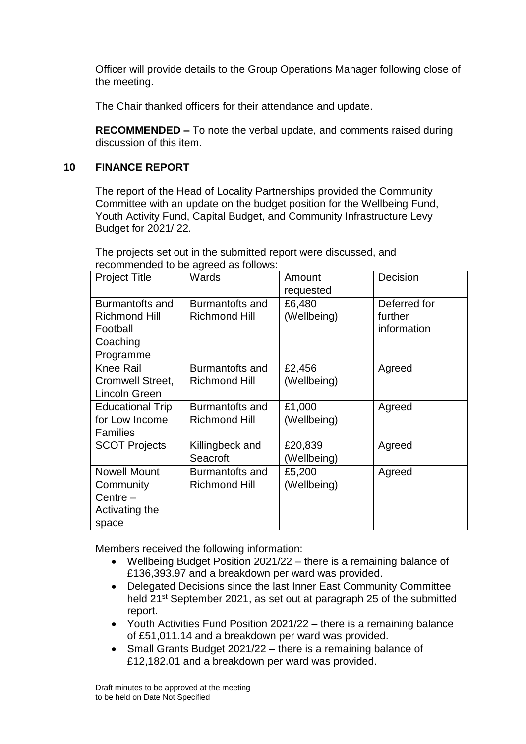Officer will provide details to the Group Operations Manager following close of the meeting.

The Chair thanked officers for their attendance and update.

**RECOMMENDED –** To note the verbal update, and comments raised during discussion of this item.

## 10 FINANCE REPORT

The report of the Head of Locality Partnerships provided the Community Committee with an update on the budget position for the Wellbeing Fund, Youth Activity Fund, Capital Budget, and Community Infrastructure Levy Budget for 2021/ 22.

The projects set out in the submitted report were discussed, and recommended to be agreed as follows:

| Project Title | Wards | Amount requested | Decision |
|---|---|---|---|
| Burmantofts and Richmond Hill Football Coaching Programme | Burmantofts and Richmond Hill | £6,480 (Wellbeing) | Deferred for further information |
| Knee Rail Cromwell Street, Lincoln Green | Burmantofts and Richmond Hill | £2,456 (Wellbeing) | Agreed |
| Educational Trip for Low Income Families | Burmantofts and Richmond Hill | £1,000 (Wellbeing) | Agreed |
| SCOT Projects | Killingbeck and Seacroft | £20,839 (Wellbeing) | Agreed |
| Nowell Mount Community Centre – Activating the space | Burmantofts and Richmond Hill | £5,200 (Wellbeing) | Agreed |

Members received the following information:

- Wellbeing Budget Position 2021/22 – there is a remaining balance of £136,393.97 and a breakdown per ward was provided.
- Delegated Decisions since the last Inner East Community Committee held 21st September 2021, as set out at paragraph 25 of the submitted report.
- Youth Activities Fund Position 2021/22 – there is a remaining balance of £51,011.14 and a breakdown per ward was provided.
- Small Grants Budget 2021/22 – there is a remaining balance of £12,182.01 and a breakdown per ward was provided.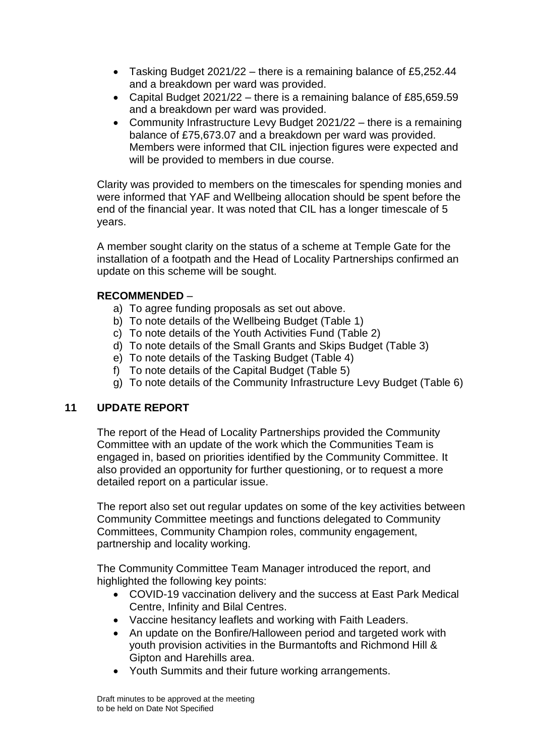- Tasking Budget 2021/22 – there is a remaining balance of £5,252.44 and a breakdown per ward was provided.
- Capital Budget 2021/22 – there is a remaining balance of £85,659.59 and a breakdown per ward was provided.
- Community Infrastructure Levy Budget 2021/22 – there is a remaining balance of £75,673.07 and a breakdown per ward was provided. Members were informed that CIL injection figures were expected and will be provided to members in due course.

Clarity was provided to members on the timescales for spending monies and were informed that YAF and Wellbeing allocation should be spent before the end of the financial year. It was noted that CIL has a longer timescale of 5 years.

A member sought clarity on the status of a scheme at Temple Gate for the installation of a footpath and the Head of Locality Partnerships confirmed an update on this scheme will be sought.

**RECOMMENDED** –

a) To agree funding proposals as set out above.
b) To note details of the Wellbeing Budget (Table 1)
c) To note details of the Youth Activities Fund (Table 2)
d) To note details of the Small Grants and Skips Budget (Table 3)
e) To note details of the Tasking Budget (Table 4)
f) To note details of the Capital Budget (Table 5)
g) To note details of the Community Infrastructure Levy Budget (Table 6)

## 11 UPDATE REPORT

The report of the Head of Locality Partnerships provided the Community Committee with an update of the work which the Communities Team is engaged in, based on priorities identified by the Community Committee. It also provided an opportunity for further questioning, or to request a more detailed report on a particular issue.

The report also set out regular updates on some of the key activities between Community Committee meetings and functions delegated to Community Committees, Community Champion roles, community engagement, partnership and locality working.

The Community Committee Team Manager introduced the report, and highlighted the following key points:

- COVID-19 vaccination delivery and the success at East Park Medical Centre, Infinity and Bilal Centres.
- Vaccine hesitancy leaflets and working with Faith Leaders.
- An update on the Bonfire/Halloween period and targeted work with youth provision activities in the Burmantofts and Richmond Hill & Gipton and Harehills area.
- Youth Summits and their future working arrangements.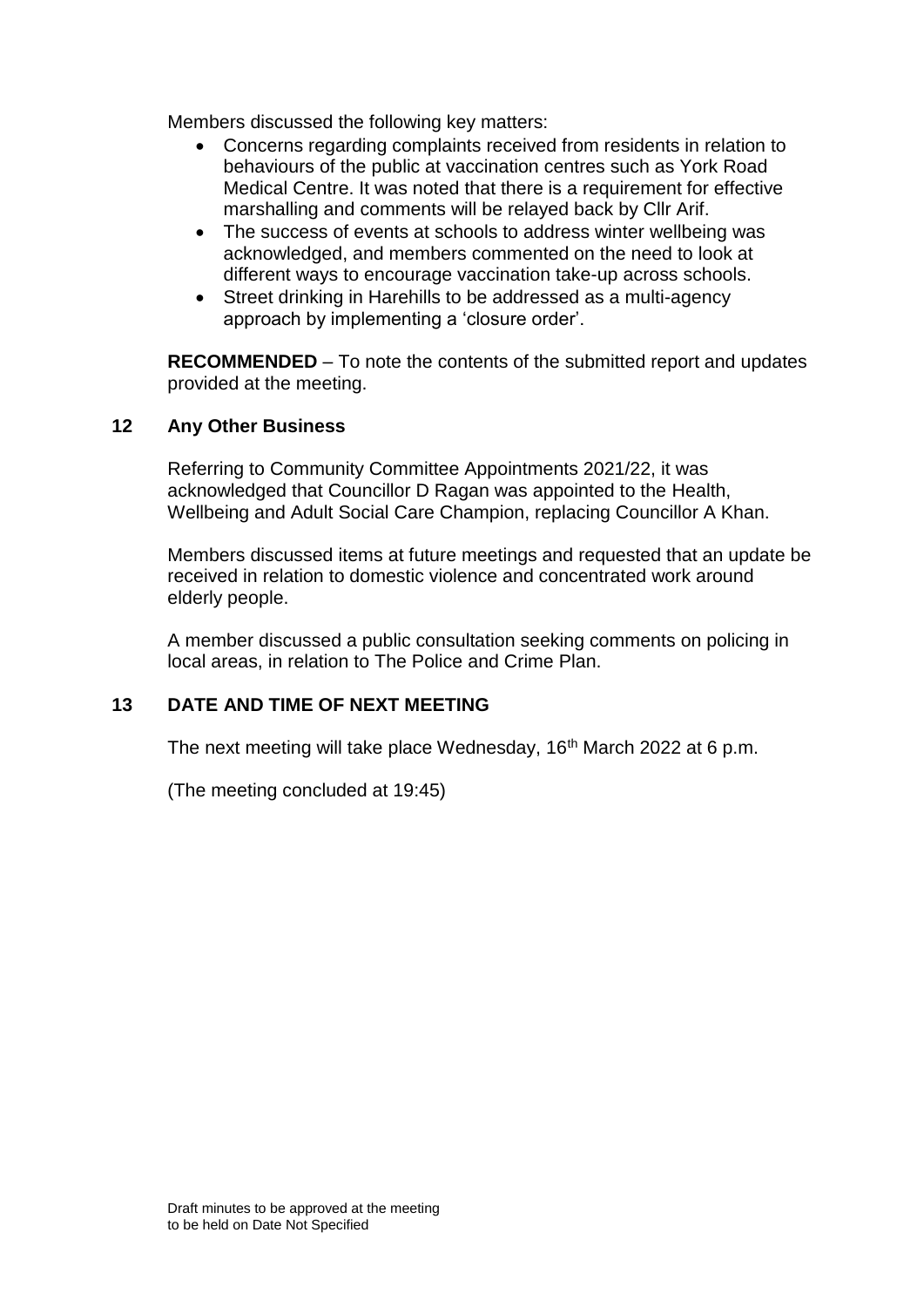Members discussed the following key matters:

- Concerns regarding complaints received from residents in relation to behaviours of the public at vaccination centres such as York Road Medical Centre. It was noted that there is a requirement for effective marshalling and comments will be relayed back by Cllr Arif.
- The success of events at schools to address winter wellbeing was acknowledged, and members commented on the need to look at different ways to encourage vaccination take-up across schools.
- Street drinking in Harehills to be addressed as a multi-agency approach by implementing a 'closure order'.

**RECOMMENDED** – To note the contents of the submitted report and updates provided at the meeting.

## 12 Any Other Business

Referring to Community Committee Appointments 2021/22, it was acknowledged that Councillor D Ragan was appointed to the Health, Wellbeing and Adult Social Care Champion, replacing Councillor A Khan.

Members discussed items at future meetings and requested that an update be received in relation to domestic violence and concentrated work around elderly people.

A member discussed a public consultation seeking comments on policing in local areas, in relation to The Police and Crime Plan.

## 13 DATE AND TIME OF NEXT MEETING

The next meeting will take place Wednesday, 16th March 2022 at 6 p.m.

(The meeting concluded at 19:45)

Draft minutes to be approved at the meeting
to be held on Date Not Specified